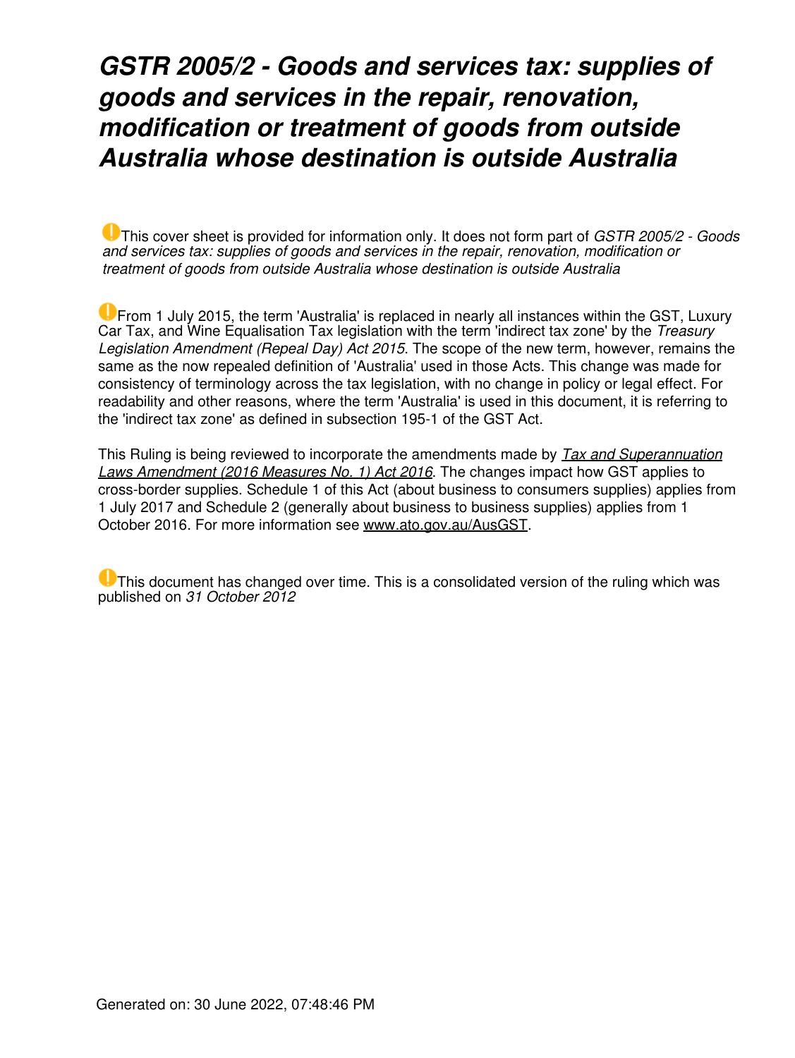# *GSTR 2005/2 - Goods and services tax: supplies of goods and services in the repair, renovation, modification or treatment of goods from outside Australia whose destination is outside Australia*

This cover sheet is provided for information only. It does not form part of *GSTR 2005/2 - Goods and services tax: supplies of goods and services in the repair, renovation, modification or treatment of goods from outside Australia whose destination is outside Australia*

From 1 July 2015, the term 'Australia' is replaced in nearly all instances within the GST, Luxury Car Tax, and Wine Equalisation Tax legislation with the term 'indirect tax zone' by the *Treasury Legislation Amendment (Repeal Day) Act 2015*. The scope of the new term, however, remains the same as the now repealed definition of 'Australia' used in those Acts. This change was made for consistency of terminology across the tax legislation, with no change in policy or legal effect. For readability and other reasons, where the term 'Australia' is used in this document, it is referring to the 'indirect tax zone' as defined in subsection 195-1 of the GST Act.

This Ruling is being reviewed to incorporate the amendments made by *Tax and Superannuation Laws Amendment (2016 Measures No. 1) Act 2016*. The changes impact how GST applies to cross-border supplies. Schedule 1 of this Act (about business to consumers supplies) applies from 1 July 2017 and Schedule 2 (generally about business to business supplies) applies from 1 October 2016. For more information see www.ato.gov.au/AusGST.

This document has changed over time. This is a consolidated version of the ruling which was published on *31 October 2012*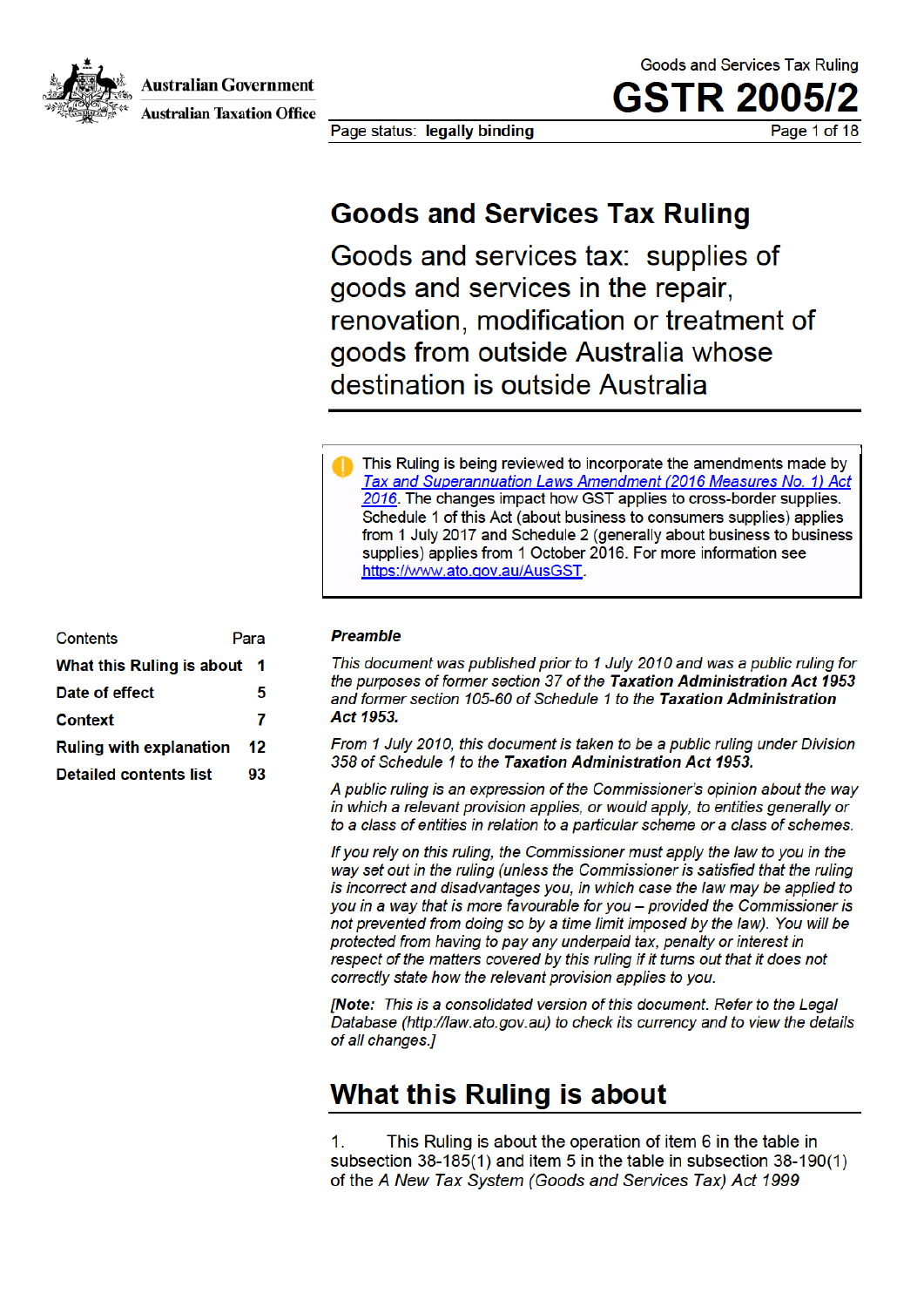Goods and Services Tax Ruling

# GSTR 2005/2

Page status: **legally binding**

# Goods and Services Tax Ruling

## Goods and services tax: supplies of goods and services in the repair, renovation, modification or treatment of goods from outside Australia whose destination is outside Australia

This Ruling is being reviewed to incorporate the amendments made by *Tax and Superannuation Laws Amendment (2016 Measures No. 1) Act 2016*. The changes impact how GST applies to cross-border supplies. Schedule 1 of this Act (about business to consumers supplies) applies from 1 July 2017 and Schedule 2 (generally about business to business supplies) applies from 1 October 2016. For more information see https://www.ato.gov.au/AusGST.

| Contents | Para |
|---|---|
| **What this Ruling is about** | **1** |
| **Date of effect** | **5** |
| **Context** | **7** |
| **Ruling with explanation** | **12** |
| **Detailed contents list** | **93** |

***Preamble***

*This document was published prior to 1 July 2010 and was a public ruling for the purposes of former section 37 of the **Taxation Administration Act 1953** and former section 105-60 of Schedule 1 to the **Taxation Administration Act 1953.***

*From 1 July 2010, this document is taken to be a public ruling under Division 358 of Schedule 1 to the **Taxation Administration Act 1953.***

*A public ruling is an expression of the Commissioner's opinion about the way in which a relevant provision applies, or would apply, to entities generally or to a class of entities in relation to a particular scheme or a class of schemes.*

*If you rely on this ruling, the Commissioner must apply the law to you in the way set out in the ruling (unless the Commissioner is satisfied that the ruling is incorrect and disadvantages you, in which case the law may be applied to you in a way that is more favourable for you – provided the Commissioner is not prevented from doing so by a time limit imposed by the law). You will be protected from having to pay any underpaid tax, penalty or interest in respect of the matters covered by this ruling if it turns out that it does not correctly state how the relevant provision applies to you.*

*[**Note:** This is a consolidated version of this document. Refer to the Legal Database (http://law.ato.gov.au) to check its currency and to view the details of all changes.]*

## What this Ruling is about

1. This Ruling is about the operation of item 6 in the table in subsection 38-185(1) and item 5 in the table in subsection 38-190(1) of the *A New Tax System (Goods and Services Tax) Act 1999*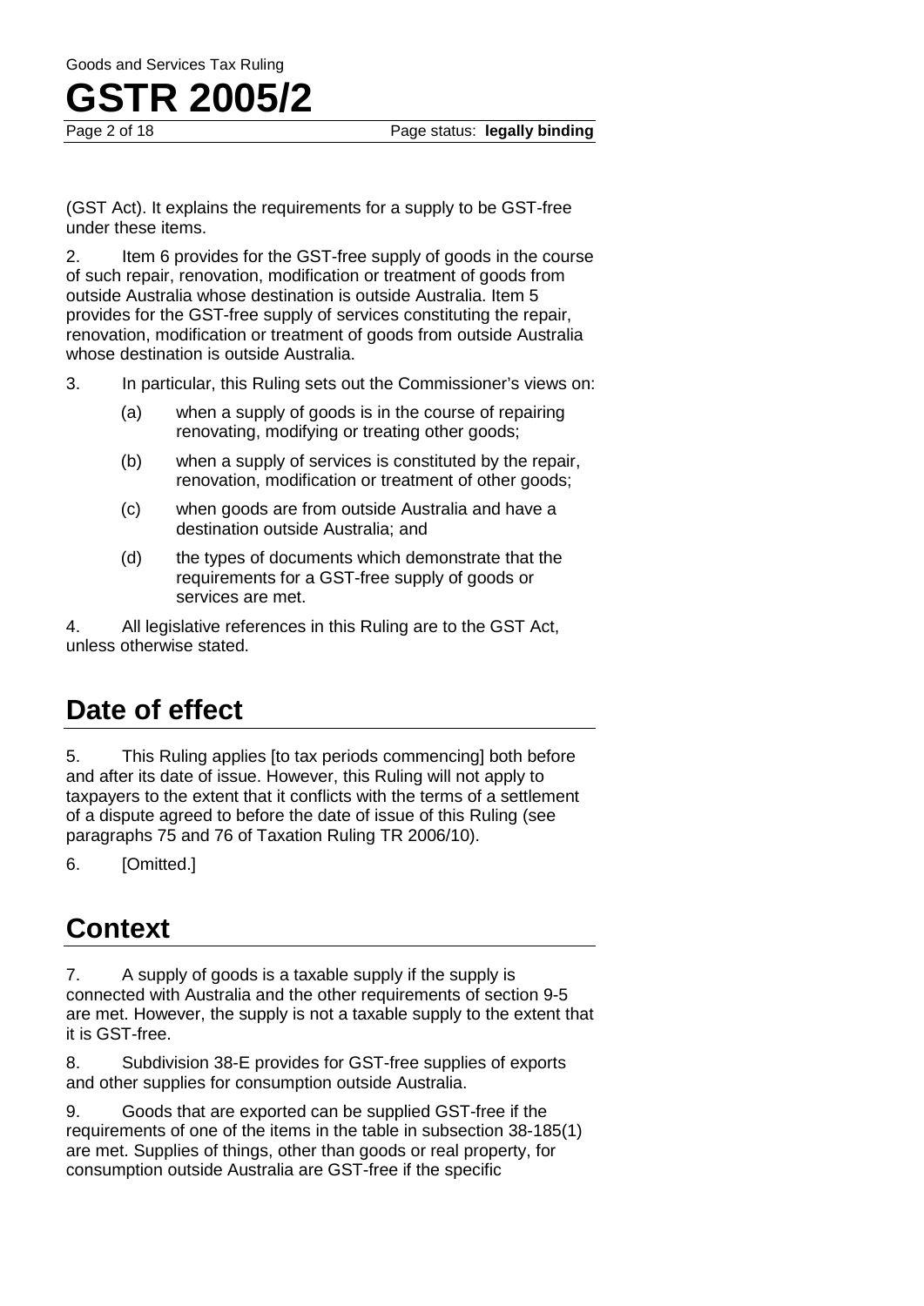(GST Act). It explains the requirements for a supply to be GST-free under these items.

2. Item 6 provides for the GST-free supply of goods in the course of such repair, renovation, modification or treatment of goods from outside Australia whose destination is outside Australia. Item 5 provides for the GST-free supply of services constituting the repair, renovation, modification or treatment of goods from outside Australia whose destination is outside Australia.

3. In particular, this Ruling sets out the Commissioner's views on:

   (a) when a supply of goods is in the course of repairing renovating, modifying or treating other goods;

   (b) when a supply of services is constituted by the repair, renovation, modification or treatment of other goods;

   (c) when goods are from outside Australia and have a destination outside Australia; and

   (d) the types of documents which demonstrate that the requirements for a GST-free supply of goods or services are met.

4. All legislative references in this Ruling are to the GST Act, unless otherwise stated.

## Date of effect

5. This Ruling applies [to tax periods commencing] both before and after its date of issue. However, this Ruling will not apply to taxpayers to the extent that it conflicts with the terms of a settlement of a dispute agreed to before the date of issue of this Ruling (see paragraphs 75 and 76 of Taxation Ruling TR 2006/10).

6. [Omitted.]

## Context

7. A supply of goods is a taxable supply if the supply is connected with Australia and the other requirements of section 9-5 are met. However, the supply is not a taxable supply to the extent that it is GST-free.

8. Subdivision 38-E provides for GST-free supplies of exports and other supplies for consumption outside Australia.

9. Goods that are exported can be supplied GST-free if the requirements of one of the items in the table in subsection 38-185(1) are met. Supplies of things, other than goods or real property, for consumption outside Australia are GST-free if the specific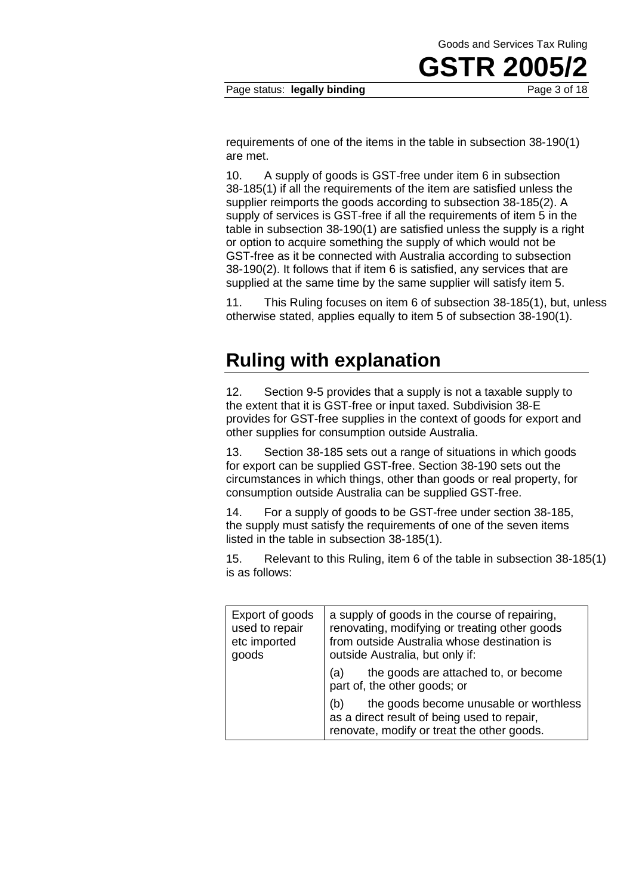requirements of one of the items in the table in subsection 38-190(1) are met.

10. A supply of goods is GST-free under item 6 in subsection 38-185(1) if all the requirements of the item are satisfied unless the supplier reimports the goods according to subsection 38-185(2). A supply of services is GST-free if all the requirements of item 5 in the table in subsection 38-190(1) are satisfied unless the supply is a right or option to acquire something the supply of which would not be GST-free as it be connected with Australia according to subsection 38-190(2). It follows that if item 6 is satisfied, any services that are supplied at the same time by the same supplier will satisfy item 5.

11. This Ruling focuses on item 6 of subsection 38-185(1), but, unless otherwise stated, applies equally to item 5 of subsection 38-190(1).

## Ruling with explanation

12. Section 9-5 provides that a supply is not a taxable supply to the extent that it is GST-free or input taxed. Subdivision 38-E provides for GST-free supplies in the context of goods for export and other supplies for consumption outside Australia.

13. Section 38-185 sets out a range of situations in which goods for export can be supplied GST-free. Section 38-190 sets out the circumstances in which things, other than goods or real property, for consumption outside Australia can be supplied GST-free.

14. For a supply of goods to be GST-free under section 38-185, the supply must satisfy the requirements of one of the seven items listed in the table in subsection 38-185(1).

15. Relevant to this Ruling, item 6 of the table in subsection 38-185(1) is as follows:

| | |
|---|---|
| Export of goods used to repair etc imported goods | a supply of goods in the course of repairing, renovating, modifying or treating other goods from outside Australia whose destination is outside Australia, but only if:<br>(a) the goods are attached to, or become part of, the other goods; or<br>(b) the goods become unusable or worthless as a direct result of being used to repair, renovate, modify or treat the other goods. |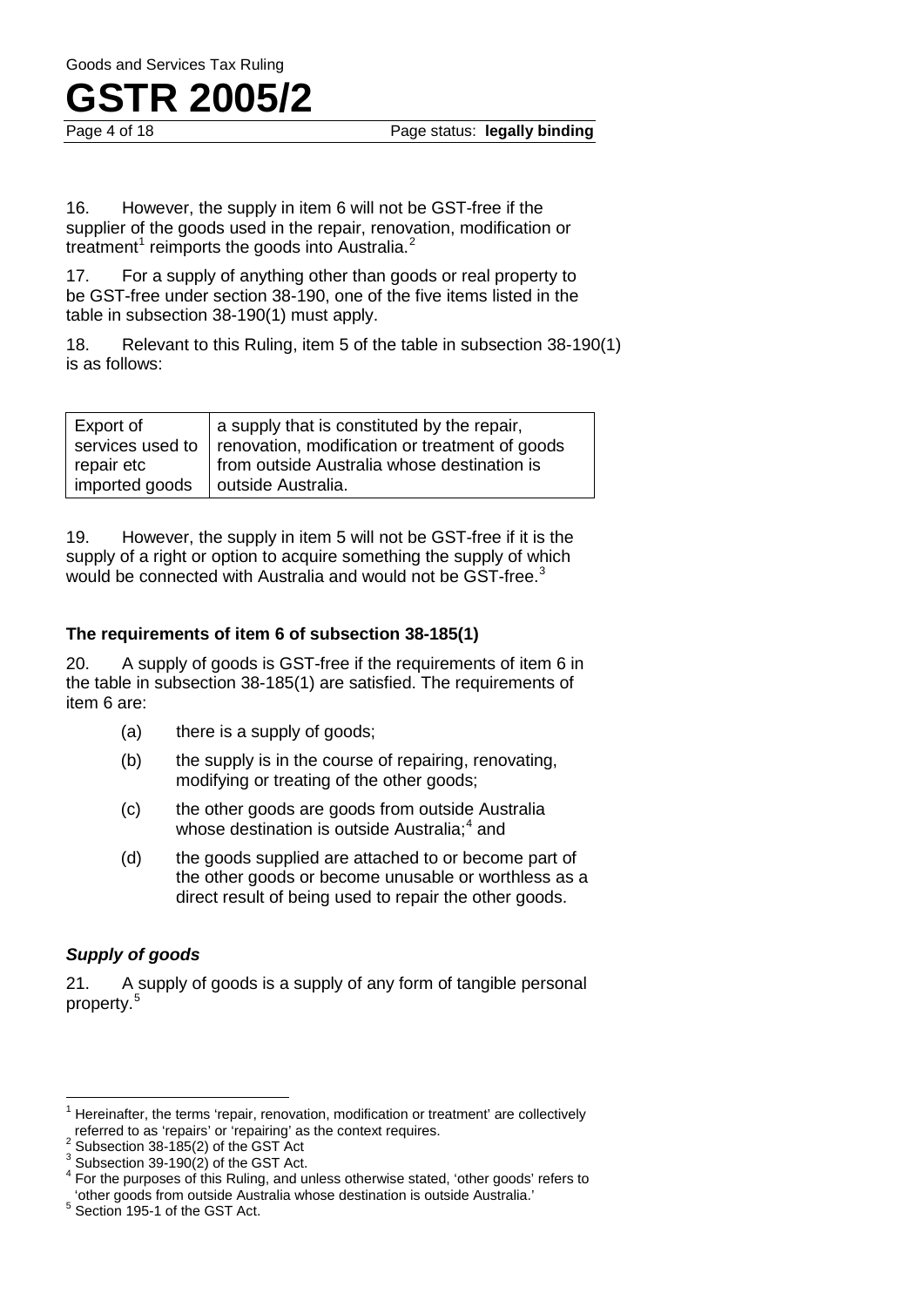16. However, the supply in item 6 will not be GST-free if the supplier of the goods used in the repair, renovation, modification or treatment[1] reimports the goods into Australia.[2]

17. For a supply of anything other than goods or real property to be GST-free under section 38-190, one of the five items listed in the table in subsection 38-190(1) must apply.

18. Relevant to this Ruling, item 5 of the table in subsection 38-190(1) is as follows:

| | |
|---|---|
| Export of services used to repair etc imported goods | a supply that is constituted by the repair, renovation, modification or treatment of goods from outside Australia whose destination is outside Australia. |

19. However, the supply in item 5 will not be GST-free if it is the supply of a right or option to acquire something the supply of which would be connected with Australia and would not be GST-free.[3]

### The requirements of item 6 of subsection 38-185(1)

20. A supply of goods is GST-free if the requirements of item 6 in the table in subsection 38-185(1) are satisfied. The requirements of item 6 are:

- (a) there is a supply of goods;
- (b) the supply is in the course of repairing, renovating, modifying or treating of the other goods;
- (c) the other goods are goods from outside Australia whose destination is outside Australia;[4] and
- (d) the goods supplied are attached to or become part of the other goods or become unusable or worthless as a direct result of being used to repair the other goods.

#### *Supply of goods*

21. A supply of goods is a supply of any form of tangible personal property.[5]

---

[1] Hereinafter, the terms 'repair, renovation, modification or treatment' are collectively referred to as 'repairs' or 'repairing' as the context requires.

[2] Subsection 38-185(2) of the GST Act

[3] Subsection 39-190(2) of the GST Act.

[4] For the purposes of this Ruling, and unless otherwise stated, 'other goods' refers to 'other goods from outside Australia whose destination is outside Australia.'

[5] Section 195-1 of the GST Act.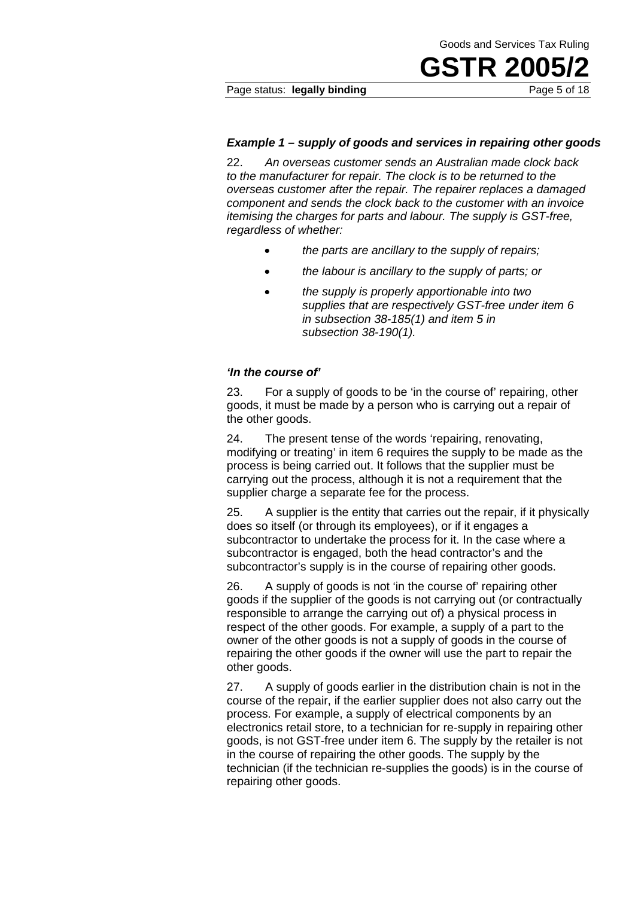***Example 1 – supply of goods and services in repairing other goods***

22. *An overseas customer sends an Australian made clock back to the manufacturer for repair. The clock is to be returned to the overseas customer after the repair. The repairer replaces a damaged component and sends the clock back to the customer with an invoice itemising the charges for parts and labour. The supply is GST-free, regardless of whether:*

- *the parts are ancillary to the supply of repairs;*
- *the labour is ancillary to the supply of parts; or*
- *the supply is properly apportionable into two supplies that are respectively GST-free under item 6 in subsection 38-185(1) and item 5 in subsection 38-190(1).*

***'In the course of'***

23. For a supply of goods to be 'in the course of' repairing, other goods, it must be made by a person who is carrying out a repair of the other goods.

24. The present tense of the words 'repairing, renovating, modifying or treating' in item 6 requires the supply to be made as the process is being carried out. It follows that the supplier must be carrying out the process, although it is not a requirement that the supplier charge a separate fee for the process.

25. A supplier is the entity that carries out the repair, if it physically does so itself (or through its employees), or if it engages a subcontractor to undertake the process for it. In the case where a subcontractor is engaged, both the head contractor's and the subcontractor's supply is in the course of repairing other goods.

26. A supply of goods is not 'in the course of' repairing other goods if the supplier of the goods is not carrying out (or contractually responsible to arrange the carrying out of) a physical process in respect of the other goods. For example, a supply of a part to the owner of the other goods is not a supply of goods in the course of repairing the other goods if the owner will use the part to repair the other goods.

27. A supply of goods earlier in the distribution chain is not in the course of the repair, if the earlier supplier does not also carry out the process. For example, a supply of electrical components by an electronics retail store, to a technician for re-supply in repairing other goods, is not GST-free under item 6. The supply by the retailer is not in the course of repairing the other goods. The supply by the technician (if the technician re-supplies the goods) is in the course of repairing other goods.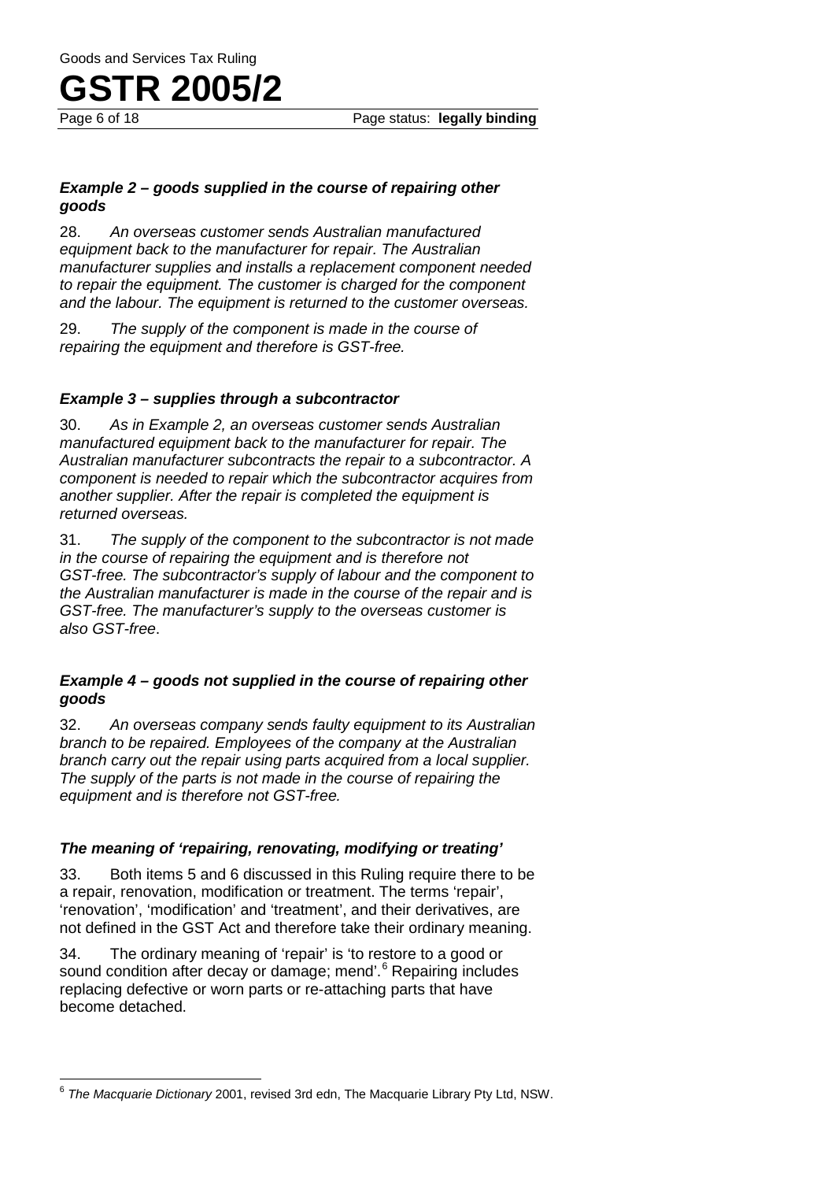#### *Example 2 – goods supplied in the course of repairing other goods*

28. *An overseas customer sends Australian manufactured equipment back to the manufacturer for repair. The Australian manufacturer supplies and installs a replacement component needed to repair the equipment. The customer is charged for the component and the labour. The equipment is returned to the customer overseas.*

29. *The supply of the component is made in the course of repairing the equipment and therefore is GST-free.*

#### *Example 3 – supplies through a subcontractor*

30. *As in Example 2, an overseas customer sends Australian manufactured equipment back to the manufacturer for repair. The Australian manufacturer subcontracts the repair to a subcontractor. A component is needed to repair which the subcontractor acquires from another supplier. After the repair is completed the equipment is returned overseas.*

31. *The supply of the component to the subcontractor is not made in the course of repairing the equipment and is therefore not GST-free. The subcontractor's supply of labour and the component to the Australian manufacturer is made in the course of the repair and is GST-free. The manufacturer's supply to the overseas customer is also GST-free*.

#### *Example 4 – goods not supplied in the course of repairing other goods*

32. *An overseas company sends faulty equipment to its Australian branch to be repaired. Employees of the company at the Australian branch carry out the repair using parts acquired from a local supplier. The supply of the parts is not made in the course of repairing the equipment and is therefore not GST-free.*

### *The meaning of 'repairing, renovating, modifying or treating'*

33. Both items 5 and 6 discussed in this Ruling require there to be a repair, renovation, modification or treatment. The terms 'repair', 'renovation', 'modification' and 'treatment', and their derivatives, are not defined in the GST Act and therefore take their ordinary meaning.

34. The ordinary meaning of 'repair' is 'to restore to a good or sound condition after decay or damage; mend'.[6] Repairing includes replacing defective or worn parts or re-attaching parts that have become detached.

---

[6] *The Macquarie Dictionary* 2001, revised 3rd edn, The Macquarie Library Pty Ltd, NSW.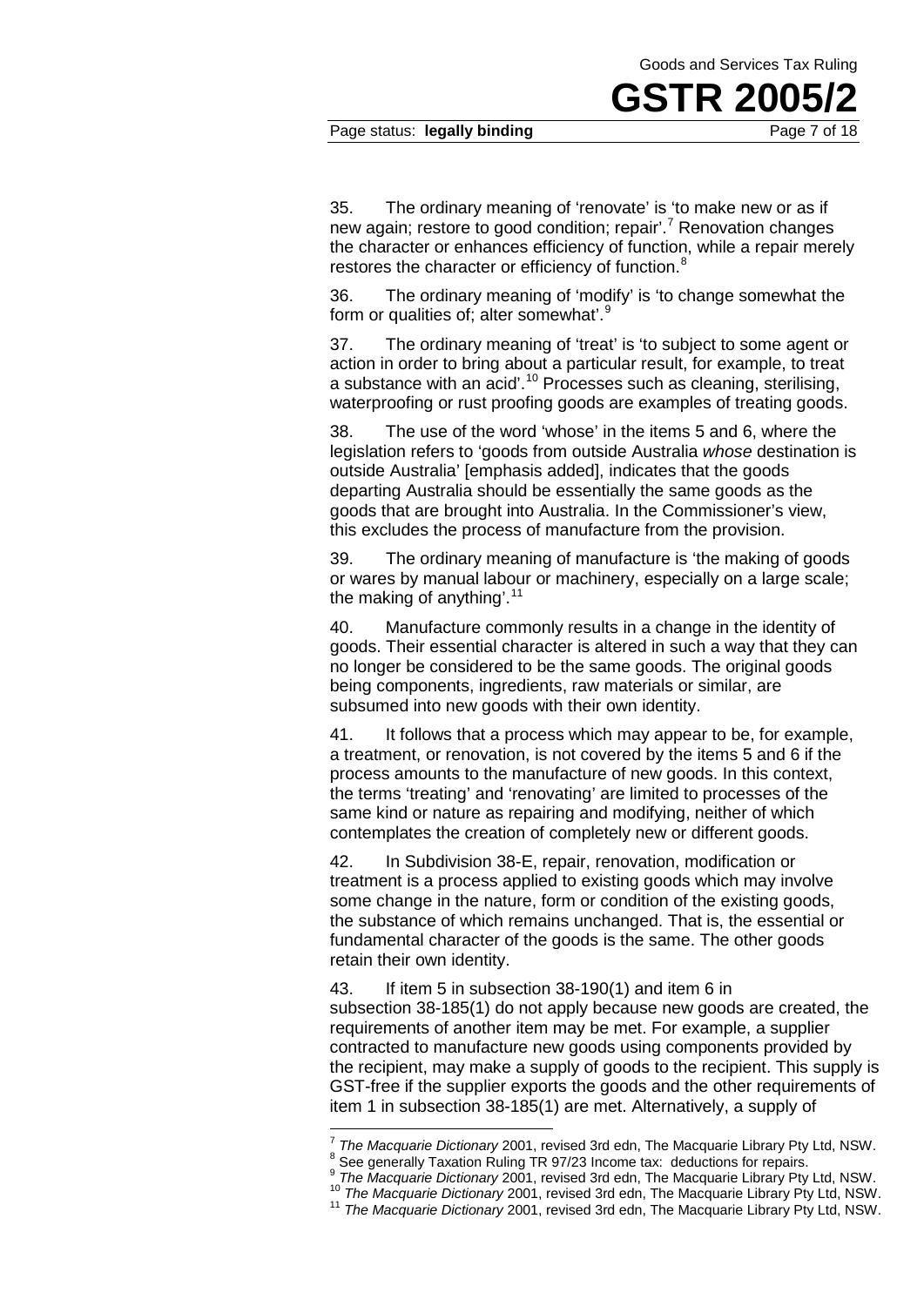35. The ordinary meaning of 'renovate' is 'to make new or as if new again; restore to good condition; repair'.[7] Renovation changes the character or enhances efficiency of function, while a repair merely restores the character or efficiency of function.[8]

36. The ordinary meaning of 'modify' is 'to change somewhat the form or qualities of; alter somewhat'.[9]

37. The ordinary meaning of 'treat' is 'to subject to some agent or action in order to bring about a particular result, for example, to treat a substance with an acid'.[10] Processes such as cleaning, sterilising, waterproofing or rust proofing goods are examples of treating goods.

38. The use of the word 'whose' in the items 5 and 6, where the legislation refers to 'goods from outside Australia *whose* destination is outside Australia' [emphasis added], indicates that the goods departing Australia should be essentially the same goods as the goods that are brought into Australia. In the Commissioner's view, this excludes the process of manufacture from the provision.

39. The ordinary meaning of manufacture is 'the making of goods or wares by manual labour or machinery, especially on a large scale; the making of anything'.[11]

40. Manufacture commonly results in a change in the identity of goods. Their essential character is altered in such a way that they can no longer be considered to be the same goods. The original goods being components, ingredients, raw materials or similar, are subsumed into new goods with their own identity.

41. It follows that a process which may appear to be, for example, a treatment, or renovation, is not covered by the items 5 and 6 if the process amounts to the manufacture of new goods. In this context, the terms 'treating' and 'renovating' are limited to processes of the same kind or nature as repairing and modifying, neither of which contemplates the creation of completely new or different goods.

42. In Subdivision 38-E, repair, renovation, modification or treatment is a process applied to existing goods which may involve some change in the nature, form or condition of the existing goods, the substance of which remains unchanged. That is, the essential or fundamental character of the goods is the same. The other goods retain their own identity.

43. If item 5 in subsection 38-190(1) and item 6 in subsection 38-185(1) do not apply because new goods are created, the requirements of another item may be met. For example, a supplier contracted to manufacture new goods using components provided by the recipient, may make a supply of goods to the recipient. This supply is GST-free if the supplier exports the goods and the other requirements of item 1 in subsection 38-185(1) are met. Alternatively, a supply of

---

[7] *The Macquarie Dictionary* 2001, revised 3rd edn, The Macquarie Library Pty Ltd, NSW.

[8] See generally Taxation Ruling TR 97/23 Income tax: deductions for repairs.

[9] *The Macquarie Dictionary* 2001, revised 3rd edn, The Macquarie Library Pty Ltd, NSW.

[10] *The Macquarie Dictionary* 2001, revised 3rd edn, The Macquarie Library Pty Ltd, NSW.

[11] *The Macquarie Dictionary* 2001, revised 3rd edn, The Macquarie Library Pty Ltd, NSW.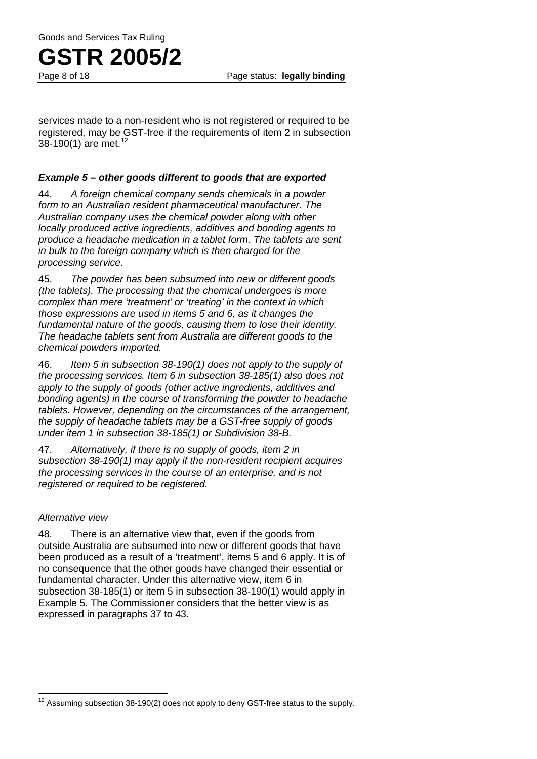services made to a non-resident who is not registered or required to be registered, may be GST-free if the requirements of item 2 in subsection 38-190(1) are met.[12]

### *Example 5 – other goods different to goods that are exported*

44. *A foreign chemical company sends chemicals in a powder form to an Australian resident pharmaceutical manufacturer. The Australian company uses the chemical powder along with other locally produced active ingredients, additives and bonding agents to produce a headache medication in a tablet form. The tablets are sent in bulk to the foreign company which is then charged for the processing service.*

45. *The powder has been subsumed into new or different goods (the tablets). The processing that the chemical undergoes is more complex than mere 'treatment' or 'treating' in the context in which those expressions are used in items 5 and 6, as it changes the fundamental nature of the goods, causing them to lose their identity. The headache tablets sent from Australia are different goods to the chemical powders imported.*

46. *Item 5 in subsection 38-190(1) does not apply to the supply of the processing services. Item 6 in subsection 38-185(1) also does not apply to the supply of goods (other active ingredients, additives and bonding agents) in the course of transforming the powder to headache tablets. However, depending on the circumstances of the arrangement, the supply of headache tablets may be a GST-free supply of goods under item 1 in subsection 38-185(1) or Subdivision 38-B.*

47. *Alternatively, if there is no supply of goods, item 2 in subsection 38-190(1) may apply if the non-resident recipient acquires the processing services in the course of an enterprise, and is not registered or required to be registered.*

#### *Alternative view*

48. There is an alternative view that, even if the goods from outside Australia are subsumed into new or different goods that have been produced as a result of a 'treatment', items 5 and 6 apply. It is of no consequence that the other goods have changed their essential or fundamental character. Under this alternative view, item 6 in subsection 38-185(1) or item 5 in subsection 38-190(1) would apply in Example 5. The Commissioner considers that the better view is as expressed in paragraphs 37 to 43.

---

[12] Assuming subsection 38-190(2) does not apply to deny GST-free status to the supply.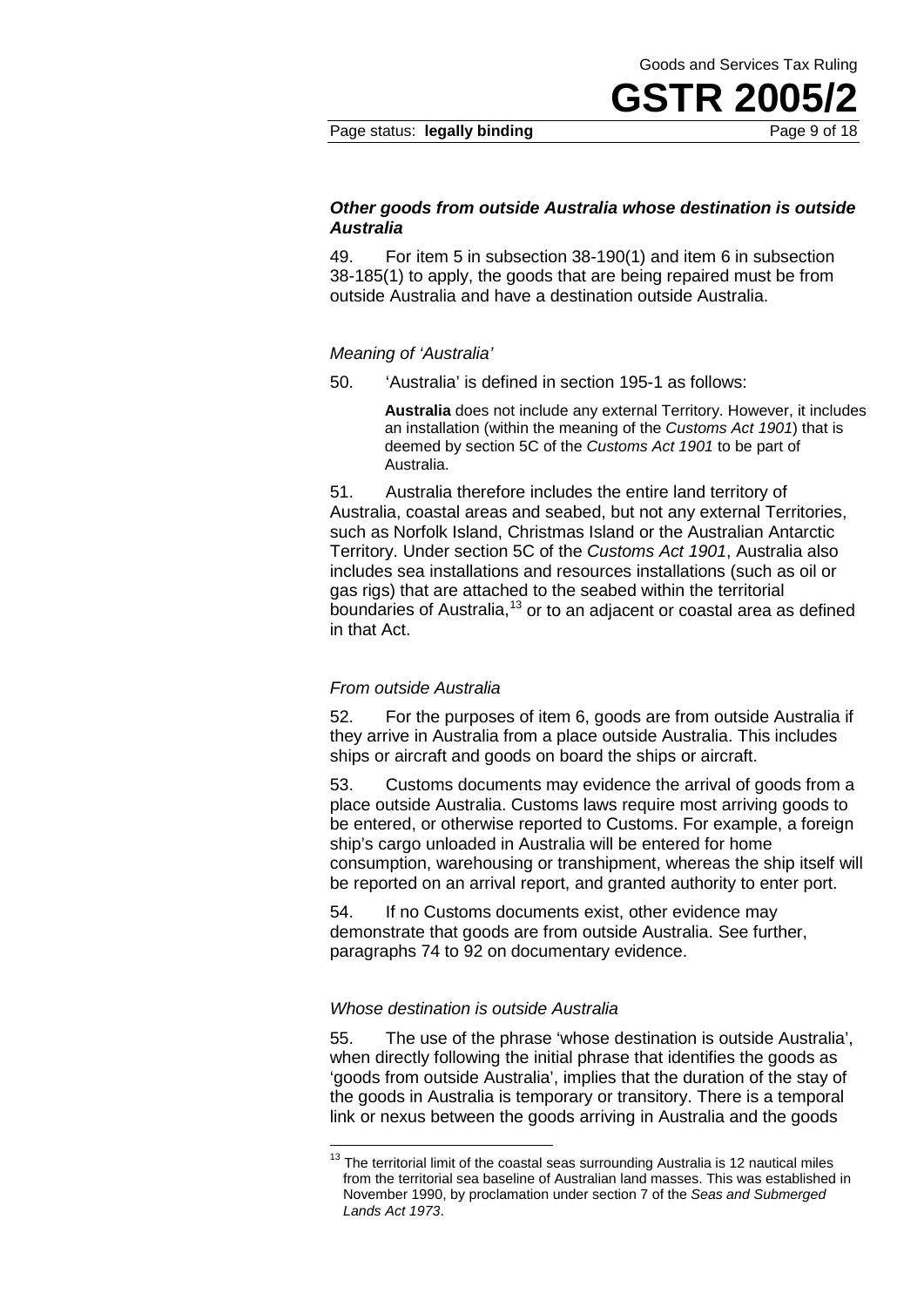### *Other goods from outside Australia whose destination is outside Australia*

49. For item 5 in subsection 38-190(1) and item 6 in subsection 38-185(1) to apply, the goods that are being repaired must be from outside Australia and have a destination outside Australia.

#### *Meaning of 'Australia'*

50. 'Australia' is defined in section 195-1 as follows:

> **Australia** does not include any external Territory. However, it includes an installation (within the meaning of the *Customs Act 1901*) that is deemed by section 5C of the *Customs Act 1901* to be part of Australia.

51. Australia therefore includes the entire land territory of Australia, coastal areas and seabed, but not any external Territories, such as Norfolk Island, Christmas Island or the Australian Antarctic Territory. Under section 5C of the *Customs Act 1901*, Australia also includes sea installations and resources installations (such as oil or gas rigs) that are attached to the seabed within the territorial boundaries of Australia,[13] or to an adjacent or coastal area as defined in that Act.

#### *From outside Australia*

52. For the purposes of item 6, goods are from outside Australia if they arrive in Australia from a place outside Australia. This includes ships or aircraft and goods on board the ships or aircraft.

53. Customs documents may evidence the arrival of goods from a place outside Australia. Customs laws require most arriving goods to be entered, or otherwise reported to Customs. For example, a foreign ship's cargo unloaded in Australia will be entered for home consumption, warehousing or transhipment, whereas the ship itself will be reported on an arrival report, and granted authority to enter port.

54. If no Customs documents exist, other evidence may demonstrate that goods are from outside Australia. See further, paragraphs 74 to 92 on documentary evidence.

#### *Whose destination is outside Australia*

55. The use of the phrase 'whose destination is outside Australia', when directly following the initial phrase that identifies the goods as 'goods from outside Australia', implies that the duration of the stay of the goods in Australia is temporary or transitory. There is a temporal link or nexus between the goods arriving in Australia and the goods

---

[13] The territorial limit of the coastal seas surrounding Australia is 12 nautical miles from the territorial sea baseline of Australian land masses. This was established in November 1990, by proclamation under section 7 of the *Seas and Submerged Lands Act 1973*.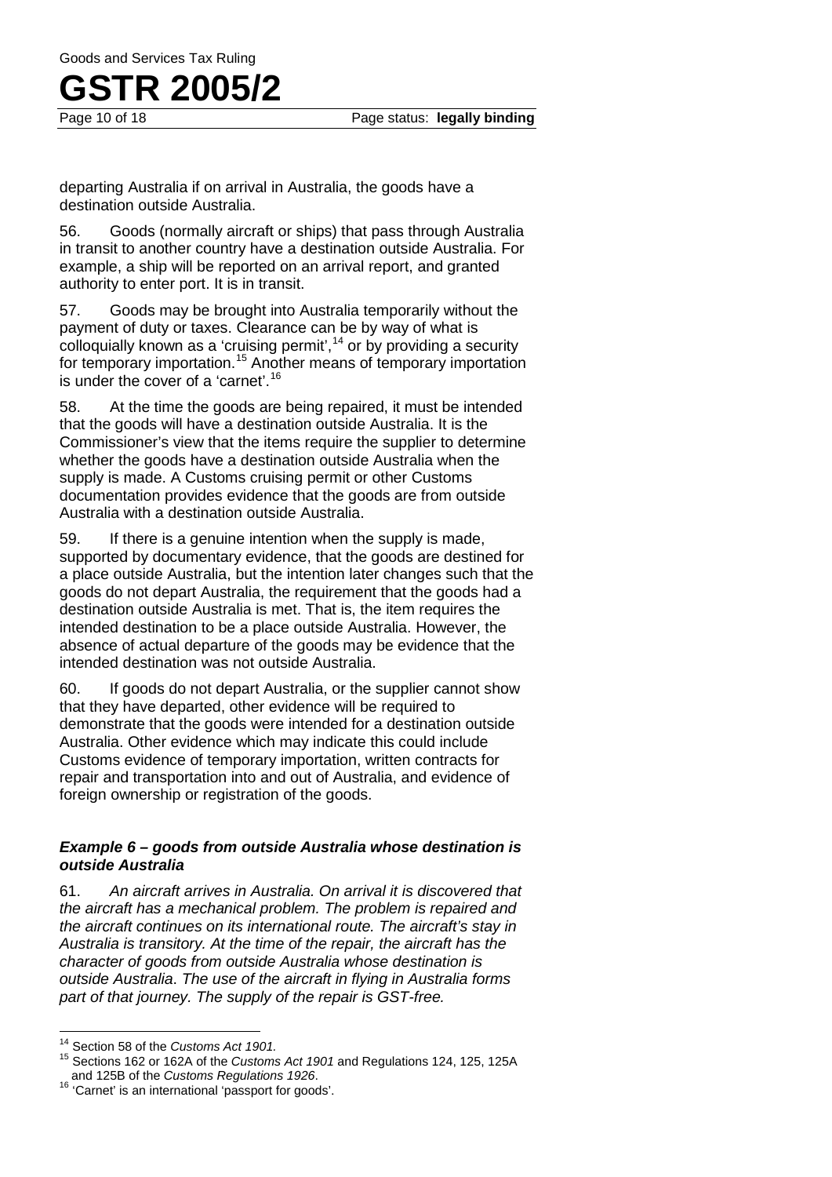departing Australia if on arrival in Australia, the goods have a destination outside Australia.

56. Goods (normally aircraft or ships) that pass through Australia in transit to another country have a destination outside Australia. For example, a ship will be reported on an arrival report, and granted authority to enter port. It is in transit.

57. Goods may be brought into Australia temporarily without the payment of duty or taxes. Clearance can be by way of what is colloquially known as a 'cruising permit',[14] or by providing a security for temporary importation.[15] Another means of temporary importation is under the cover of a 'carnet'.[16]

58. At the time the goods are being repaired, it must be intended that the goods will have a destination outside Australia. It is the Commissioner's view that the items require the supplier to determine whether the goods have a destination outside Australia when the supply is made. A Customs cruising permit or other Customs documentation provides evidence that the goods are from outside Australia with a destination outside Australia.

59. If there is a genuine intention when the supply is made, supported by documentary evidence, that the goods are destined for a place outside Australia, but the intention later changes such that the goods do not depart Australia, the requirement that the goods had a destination outside Australia is met. That is, the item requires the intended destination to be a place outside Australia. However, the absence of actual departure of the goods may be evidence that the intended destination was not outside Australia.

60. If goods do not depart Australia, or the supplier cannot show that they have departed, other evidence will be required to demonstrate that the goods were intended for a destination outside Australia. Other evidence which may indicate this could include Customs evidence of temporary importation, written contracts for repair and transportation into and out of Australia, and evidence of foreign ownership or registration of the goods.

### *Example 6 – goods from outside Australia whose destination is outside Australia*

61. *An aircraft arrives in Australia. On arrival it is discovered that the aircraft has a mechanical problem. The problem is repaired and the aircraft continues on its international route. The aircraft's stay in Australia is transitory. At the time of the repair, the aircraft has the character of goods from outside Australia whose destination is outside Australia. The use of the aircraft in flying in Australia forms part of that journey. The supply of the repair is GST-free.*

---

[14] Section 58 of the *Customs Act 1901*.

[15] Sections 162 or 162A of the *Customs Act 1901* and Regulations 124, 125, 125A and 125B of the *Customs Regulations 1926*.

[16] 'Carnet' is an international 'passport for goods'.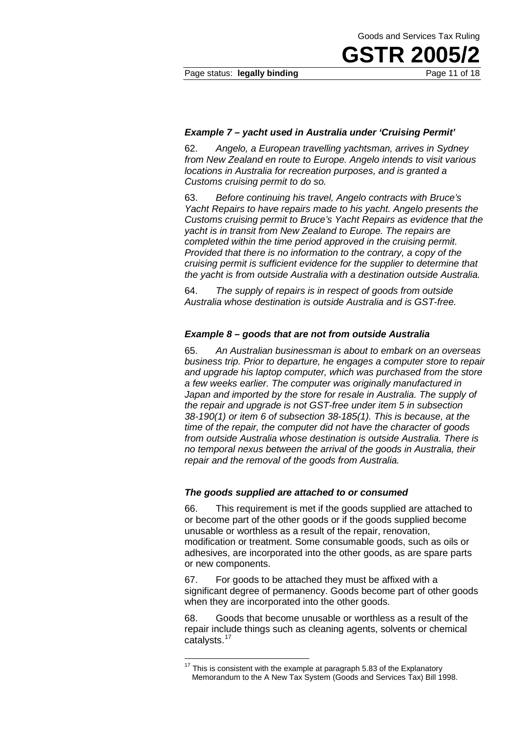### *Example 7 – yacht used in Australia under 'Cruising Permit'*

62. *Angelo, a European travelling yachtsman, arrives in Sydney from New Zealand en route to Europe. Angelo intends to visit various locations in Australia for recreation purposes, and is granted a Customs cruising permit to do so.*

63. *Before continuing his travel, Angelo contracts with Bruce's Yacht Repairs to have repairs made to his yacht. Angelo presents the Customs cruising permit to Bruce's Yacht Repairs as evidence that the yacht is in transit from New Zealand to Europe. The repairs are completed within the time period approved in the cruising permit. Provided that there is no information to the contrary, a copy of the cruising permit is sufficient evidence for the supplier to determine that the yacht is from outside Australia with a destination outside Australia.*

64. *The supply of repairs is in respect of goods from outside Australia whose destination is outside Australia and is GST-free.*

### *Example 8 – goods that are not from outside Australia*

65. *An Australian businessman is about to embark on an overseas business trip. Prior to departure, he engages a computer store to repair and upgrade his laptop computer, which was purchased from the store a few weeks earlier. The computer was originally manufactured in Japan and imported by the store for resale in Australia. The supply of the repair and upgrade is not GST-free under item 5 in subsection 38-190(1) or item 6 of subsection 38-185(1). This is because, at the time of the repair, the computer did not have the character of goods from outside Australia whose destination is outside Australia. There is no temporal nexus between the arrival of the goods in Australia, their repair and the removal of the goods from Australia.*

### *The goods supplied are attached to or consumed*

66. This requirement is met if the goods supplied are attached to or become part of the other goods or if the goods supplied become unusable or worthless as a result of the repair, renovation, modification or treatment. Some consumable goods, such as oils or adhesives, are incorporated into the other goods, as are spare parts or new components.

67. For goods to be attached they must be affixed with a significant degree of permanency. Goods become part of other goods when they are incorporated into the other goods.

68. Goods that become unusable or worthless as a result of the repair include things such as cleaning agents, solvents or chemical catalysts.[17]

---

[17] This is consistent with the example at paragraph 5.83 of the Explanatory Memorandum to the A New Tax System (Goods and Services Tax) Bill 1998.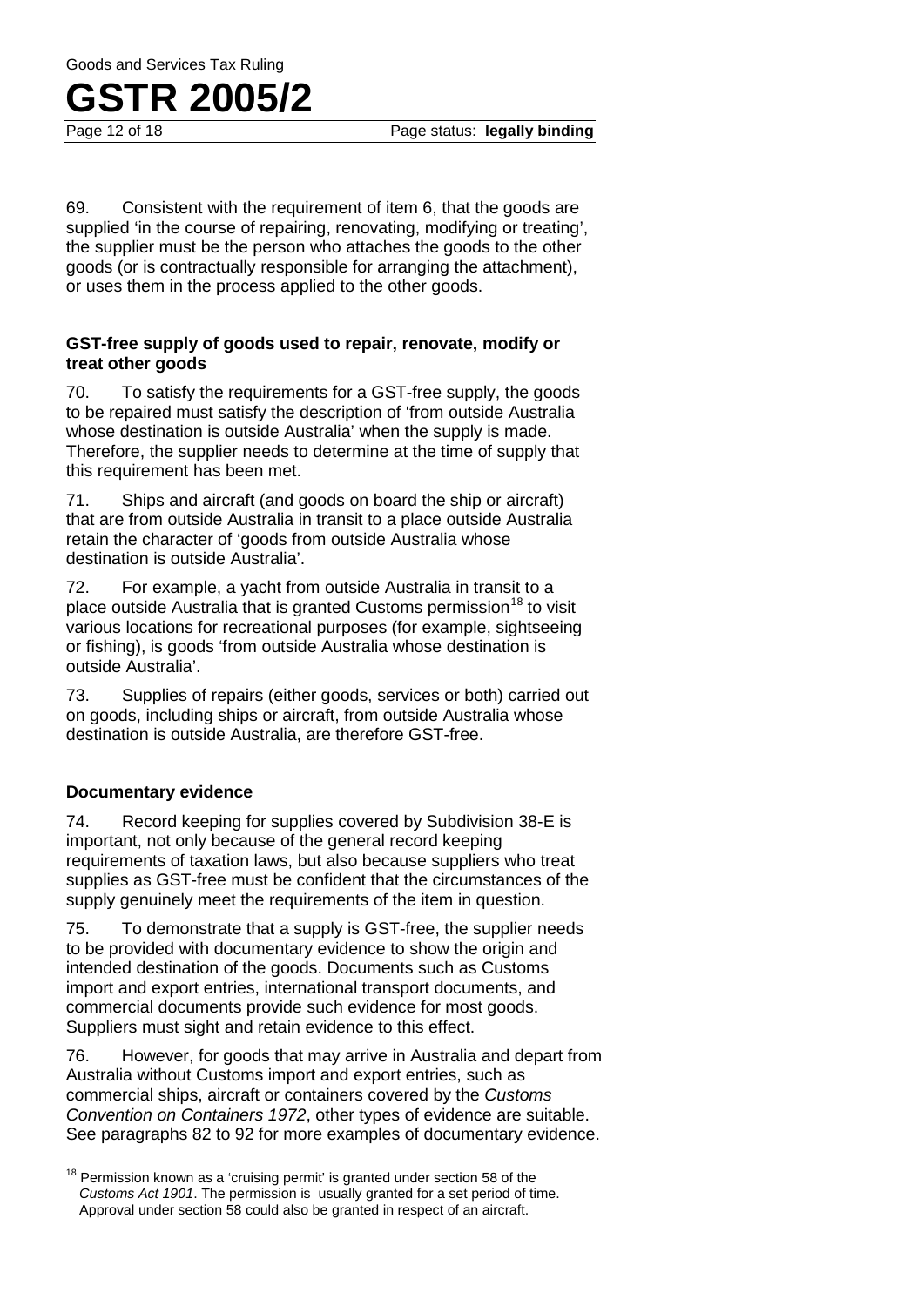69. Consistent with the requirement of item 6, that the goods are supplied 'in the course of repairing, renovating, modifying or treating', the supplier must be the person who attaches the goods to the other goods (or is contractually responsible for arranging the attachment), or uses them in the process applied to the other goods.

### GST-free supply of goods used to repair, renovate, modify or treat other goods

70. To satisfy the requirements for a GST-free supply, the goods to be repaired must satisfy the description of 'from outside Australia whose destination is outside Australia' when the supply is made. Therefore, the supplier needs to determine at the time of supply that this requirement has been met.

71. Ships and aircraft (and goods on board the ship or aircraft) that are from outside Australia in transit to a place outside Australia retain the character of 'goods from outside Australia whose destination is outside Australia'.

72. For example, a yacht from outside Australia in transit to a place outside Australia that is granted Customs permission[18] to visit various locations for recreational purposes (for example, sightseeing or fishing), is goods 'from outside Australia whose destination is outside Australia'.

73. Supplies of repairs (either goods, services or both) carried out on goods, including ships or aircraft, from outside Australia whose destination is outside Australia, are therefore GST-free.

### Documentary evidence

74. Record keeping for supplies covered by Subdivision 38-E is important, not only because of the general record keeping requirements of taxation laws, but also because suppliers who treat supplies as GST-free must be confident that the circumstances of the supply genuinely meet the requirements of the item in question.

75. To demonstrate that a supply is GST-free, the supplier needs to be provided with documentary evidence to show the origin and intended destination of the goods. Documents such as Customs import and export entries, international transport documents, and commercial documents provide such evidence for most goods. Suppliers must sight and retain evidence to this effect.

76. However, for goods that may arrive in Australia and depart from Australia without Customs import and export entries, such as commercial ships, aircraft or containers covered by the *Customs Convention on Containers 1972*, other types of evidence are suitable. See paragraphs 82 to 92 for more examples of documentary evidence.

---

[18] Permission known as a 'cruising permit' is granted under section 58 of the *Customs Act 1901*. The permission is usually granted for a set period of time. Approval under section 58 could also be granted in respect of an aircraft.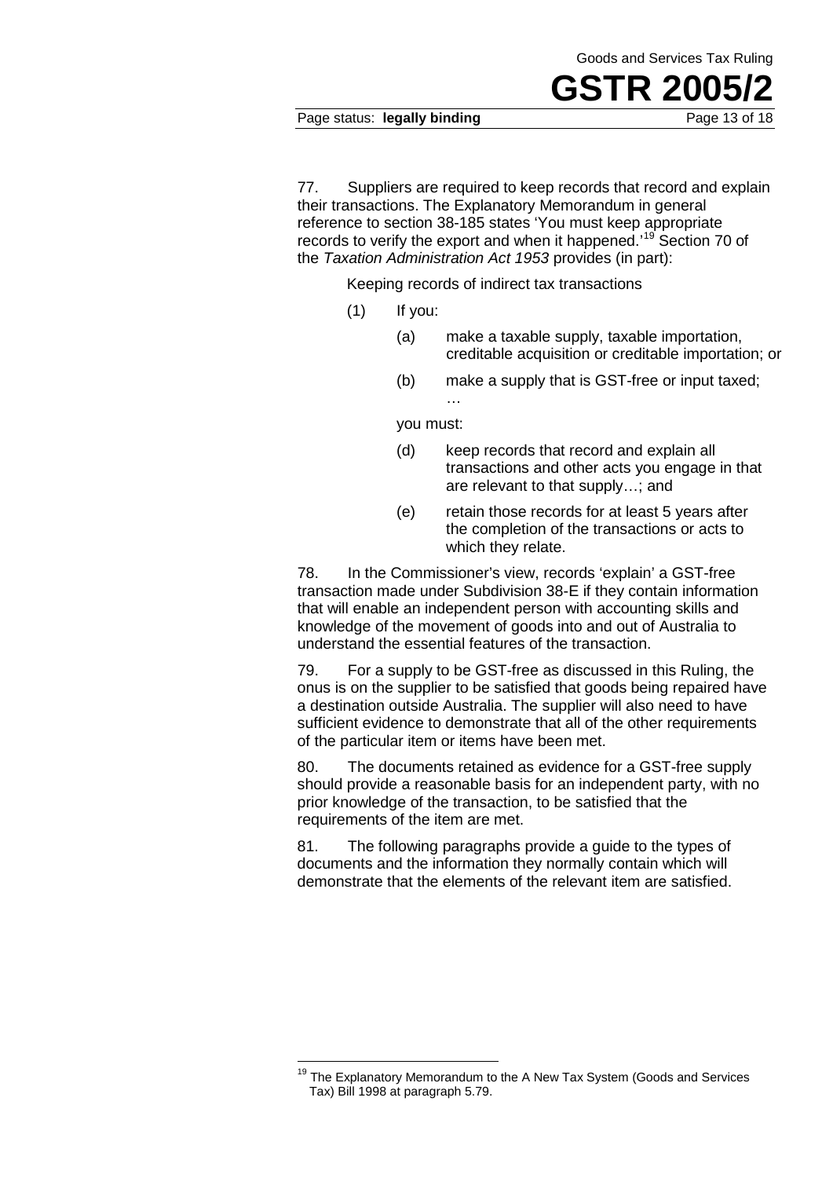77. Suppliers are required to keep records that record and explain their transactions. The Explanatory Memorandum in general reference to section 38-185 states 'You must keep appropriate records to verify the export and when it happened.'[19] Section 70 of the *Taxation Administration Act 1953* provides (in part):

> Keeping records of indirect tax transactions
>
> (1) If you:
>
> (a) make a taxable supply, taxable importation, creditable acquisition or creditable importation; or
>
> (b) make a supply that is GST-free or input taxed;
>
> …
>
> you must:
>
> (d) keep records that record and explain all transactions and other acts you engage in that are relevant to that supply…; and
>
> (e) retain those records for at least 5 years after the completion of the transactions or acts to which they relate.

78. In the Commissioner's view, records 'explain' a GST-free transaction made under Subdivision 38-E if they contain information that will enable an independent person with accounting skills and knowledge of the movement of goods into and out of Australia to understand the essential features of the transaction.

79. For a supply to be GST-free as discussed in this Ruling, the onus is on the supplier to be satisfied that goods being repaired have a destination outside Australia. The supplier will also need to have sufficient evidence to demonstrate that all of the other requirements of the particular item or items have been met.

80. The documents retained as evidence for a GST-free supply should provide a reasonable basis for an independent party, with no prior knowledge of the transaction, to be satisfied that the requirements of the item are met.

81. The following paragraphs provide a guide to the types of documents and the information they normally contain which will demonstrate that the elements of the relevant item are satisfied.

---

[19] The Explanatory Memorandum to the A New Tax System (Goods and Services Tax) Bill 1998 at paragraph 5.79.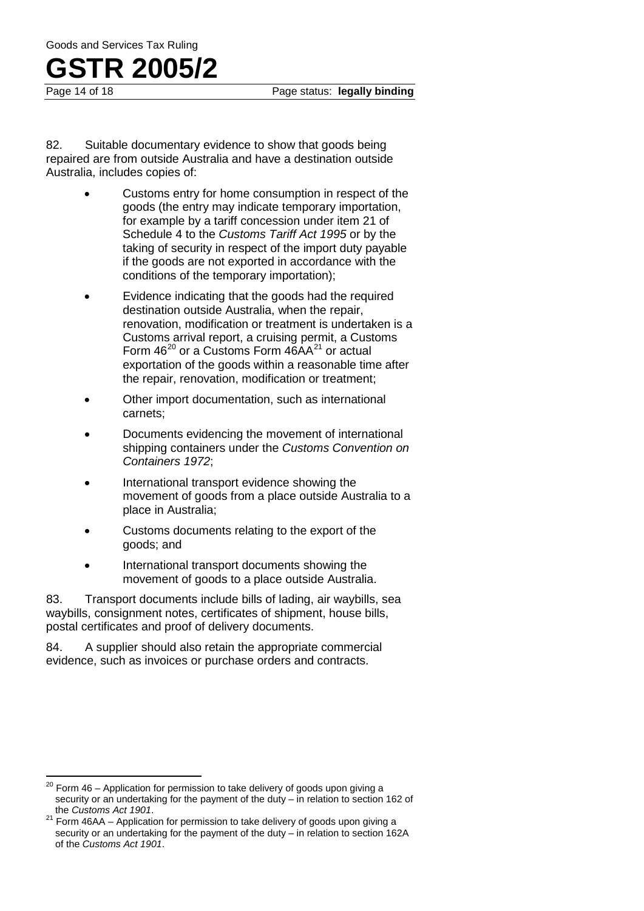82. Suitable documentary evidence to show that goods being repaired are from outside Australia and have a destination outside Australia, includes copies of:

- Customs entry for home consumption in respect of the goods (the entry may indicate temporary importation, for example by a tariff concession under item 21 of Schedule 4 to the *Customs Tariff Act 1995* or by the taking of security in respect of the import duty payable if the goods are not exported in accordance with the conditions of the temporary importation);
- Evidence indicating that the goods had the required destination outside Australia, when the repair, renovation, modification or treatment is undertaken is a Customs arrival report, a cruising permit, a Customs Form 46[20] or a Customs Form 46AA[21] or actual exportation of the goods within a reasonable time after the repair, renovation, modification or treatment;
- Other import documentation, such as international carnets;
- Documents evidencing the movement of international shipping containers under the *Customs Convention on Containers 1972*;
- International transport evidence showing the movement of goods from a place outside Australia to a place in Australia;
- Customs documents relating to the export of the goods; and
- International transport documents showing the movement of goods to a place outside Australia.

83. Transport documents include bills of lading, air waybills, sea waybills, consignment notes, certificates of shipment, house bills, postal certificates and proof of delivery documents.

84. A supplier should also retain the appropriate commercial evidence, such as invoices or purchase orders and contracts.

---

[20] Form 46 – Application for permission to take delivery of goods upon giving a security or an undertaking for the payment of the duty – in relation to section 162 of the *Customs Act 1901*.

[21] Form 46AA – Application for permission to take delivery of goods upon giving a security or an undertaking for the payment of the duty – in relation to section 162A of the *Customs Act 1901*.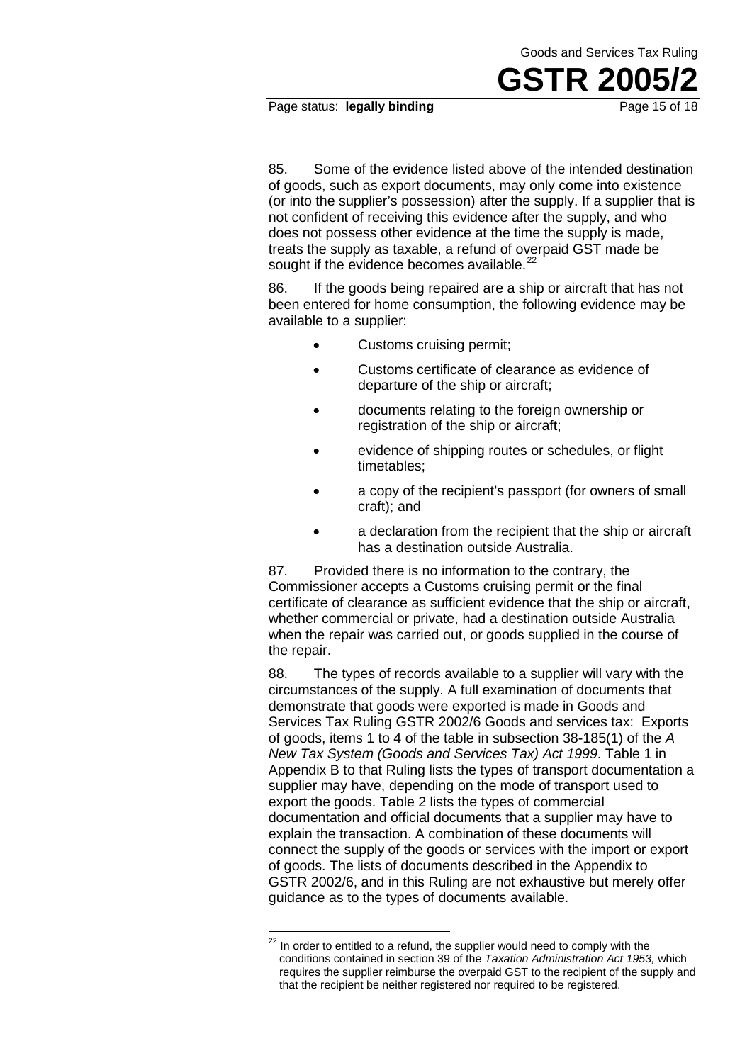85. Some of the evidence listed above of the intended destination of goods, such as export documents, may only come into existence (or into the supplier's possession) after the supply. If a supplier that is not confident of receiving this evidence after the supply, and who does not possess other evidence at the time the supply is made, treats the supply as taxable, a refund of overpaid GST made be sought if the evidence becomes available.[22]

86. If the goods being repaired are a ship or aircraft that has not been entered for home consumption, the following evidence may be available to a supplier:

- Customs cruising permit;
- Customs certificate of clearance as evidence of departure of the ship or aircraft;
- documents relating to the foreign ownership or registration of the ship or aircraft;
- evidence of shipping routes or schedules, or flight timetables;
- a copy of the recipient's passport (for owners of small craft); and
- a declaration from the recipient that the ship or aircraft has a destination outside Australia.

87. Provided there is no information to the contrary, the Commissioner accepts a Customs cruising permit or the final certificate of clearance as sufficient evidence that the ship or aircraft, whether commercial or private, had a destination outside Australia when the repair was carried out, or goods supplied in the course of the repair.

88. The types of records available to a supplier will vary with the circumstances of the supply. A full examination of documents that demonstrate that goods were exported is made in Goods and Services Tax Ruling GSTR 2002/6 Goods and services tax: Exports of goods, items 1 to 4 of the table in subsection 38-185(1) of the *A New Tax System (Goods and Services Tax) Act 1999*. Table 1 in Appendix B to that Ruling lists the types of transport documentation a supplier may have, depending on the mode of transport used to export the goods. Table 2 lists the types of commercial documentation and official documents that a supplier may have to explain the transaction. A combination of these documents will connect the supply of the goods or services with the import or export of goods. The lists of documents described in the Appendix to GSTR 2002/6, and in this Ruling are not exhaustive but merely offer guidance as to the types of documents available.

---

[22] In order to entitled to a refund, the supplier would need to comply with the conditions contained in section 39 of the *Taxation Administration Act 1953*, which requires the supplier reimburse the overpaid GST to the recipient of the supply and that the recipient be neither registered nor required to be registered.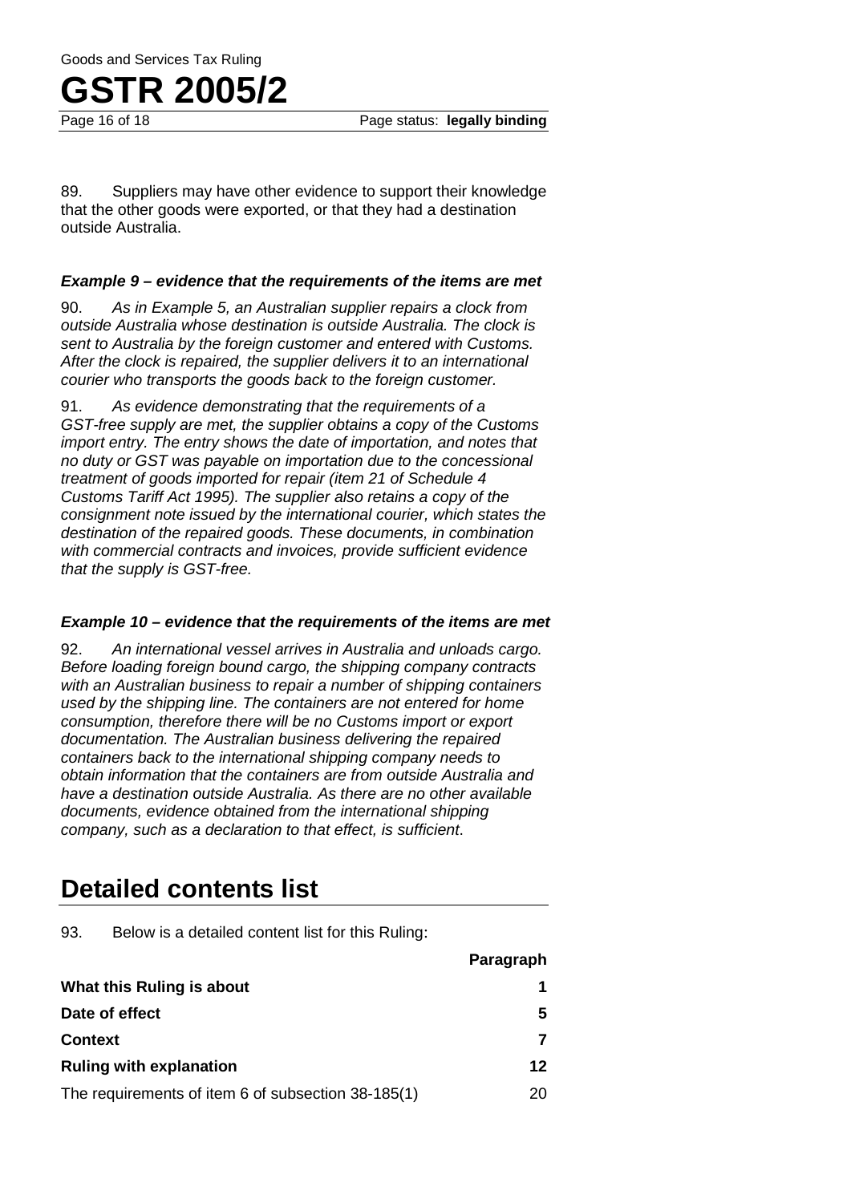89. Suppliers may have other evidence to support their knowledge that the other goods were exported, or that they had a destination outside Australia.

### *Example 9 – evidence that the requirements of the items are met*

90. *As in Example 5, an Australian supplier repairs a clock from outside Australia whose destination is outside Australia. The clock is sent to Australia by the foreign customer and entered with Customs. After the clock is repaired, the supplier delivers it to an international courier who transports the goods back to the foreign customer.*

91. *As evidence demonstrating that the requirements of a GST-free supply are met, the supplier obtains a copy of the Customs import entry. The entry shows the date of importation, and notes that no duty or GST was payable on importation due to the concessional treatment of goods imported for repair (item 21 of Schedule 4 Customs Tariff Act 1995). The supplier also retains a copy of the consignment note issued by the international courier, which states the destination of the repaired goods. These documents, in combination with commercial contracts and invoices, provide sufficient evidence that the supply is GST-free.*

### *Example 10 – evidence that the requirements of the items are met*

92. *An international vessel arrives in Australia and unloads cargo. Before loading foreign bound cargo, the shipping company contracts with an Australian business to repair a number of shipping containers used by the shipping line. The containers are not entered for home consumption, therefore there will be no Customs import or export documentation. The Australian business delivering the repaired containers back to the international shipping company needs to obtain information that the containers are from outside Australia and have a destination outside Australia. As there are no other available documents, evidence obtained from the international shipping company, such as a declaration to that effect, is sufficient*.

# Detailed contents list

93. Below is a detailed content list for this Ruling:

| | Paragraph |
|---|---|
| **What this Ruling is about** | **1** |
| **Date of effect** | **5** |
| **Context** | **7** |
| **Ruling with explanation** | **12** |
| The requirements of item 6 of subsection 38-185(1) | 20 |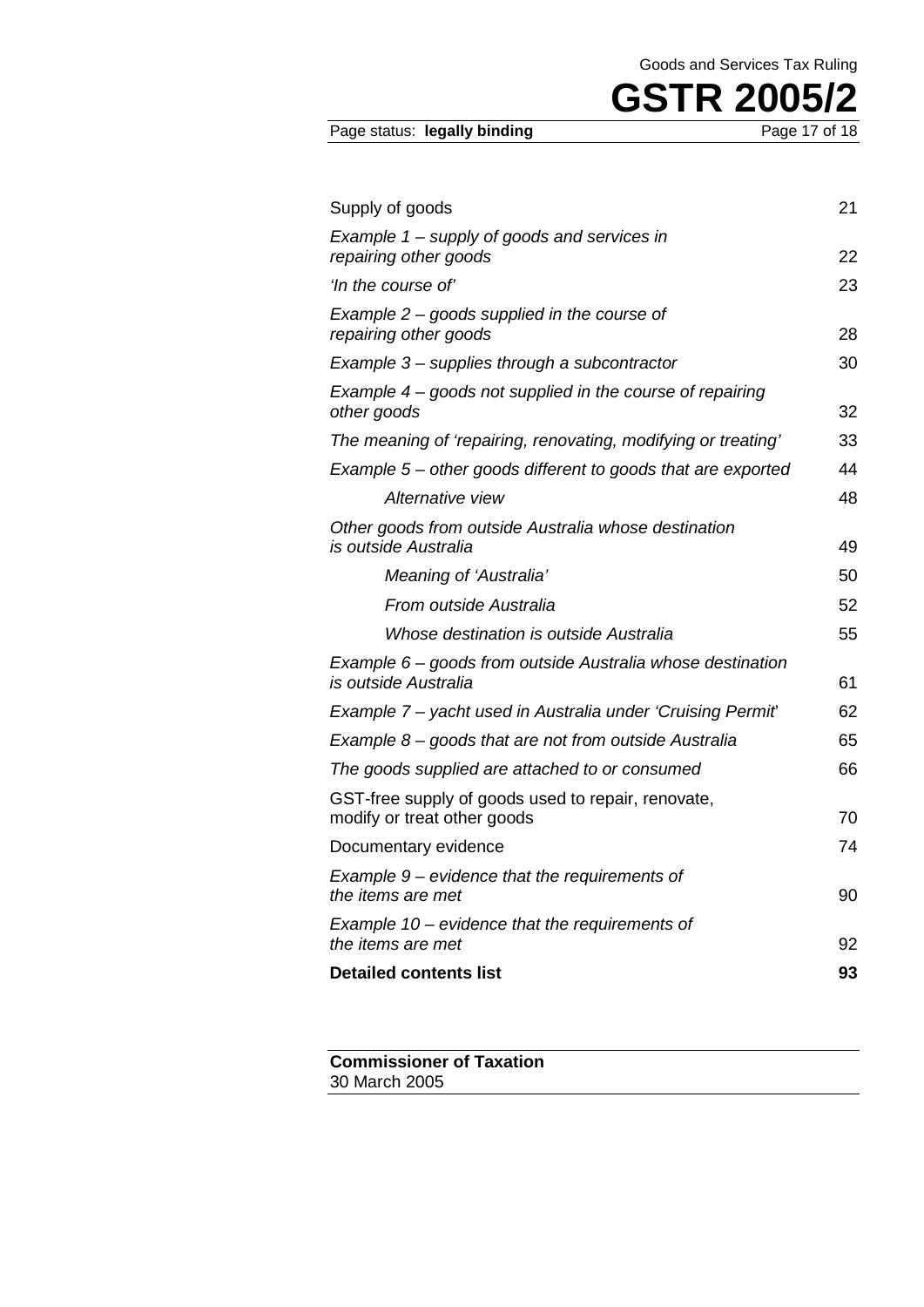| | |
|---|---|
| Supply of goods | 21 |
| *Example 1 – supply of goods and services in repairing other goods* | 22 |
| *'In the course of'* | 23 |
| *Example 2 – goods supplied in the course of repairing other goods* | 28 |
| *Example 3 – supplies through a subcontractor* | 30 |
| *Example 4 – goods not supplied in the course of repairing other goods* | 32 |
| *The meaning of 'repairing, renovating, modifying or treating'* | 33 |
| *Example 5 – other goods different to goods that are exported* | 44 |
| *Alternative view* | 48 |
| *Other goods from outside Australia whose destination is outside Australia* | 49 |
| *Meaning of 'Australia'* | 50 |
| *From outside Australia* | 52 |
| *Whose destination is outside Australia* | 55 |
| *Example 6 – goods from outside Australia whose destination is outside Australia* | 61 |
| *Example 7 – yacht used in Australia under 'Cruising Permit'* | 62 |
| *Example 8 – goods that are not from outside Australia* | 65 |
| *The goods supplied are attached to or consumed* | 66 |
| GST-free supply of goods used to repair, renovate, modify or treat other goods | 70 |
| Documentary evidence | 74 |
| *Example 9 – evidence that the requirements of the items are met* | 90 |
| *Example 10 – evidence that the requirements of the items are met* | 92 |
| **Detailed contents list** | **93** |

**Commissioner of Taxation**
30 March 2005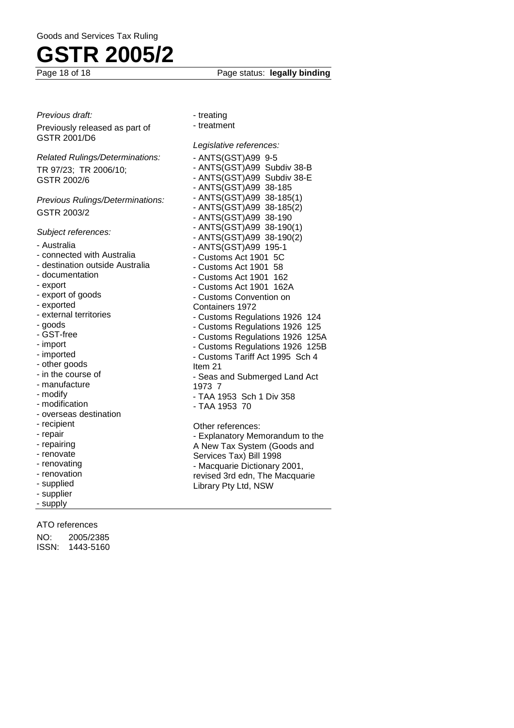*Previous draft:*

Previously released as part of GSTR 2001/D6

*Related Rulings/Determinations:*

TR 97/23; TR 2006/10; GSTR 2002/6

*Previous Rulings/Determinations:*

GSTR 2003/2

*Subject references:*

- Australia
- connected with Australia
- destination outside Australia
- documentation
- export
- export of goods
- exported
- external territories
- goods
- GST-free
- import
- imported
- other goods
- in the course of
- manufacture
- modify
- modification
- overseas destination
- recipient
- repair
- repairing
- renovate
- renovating
- renovation
- supplied
- supplier
- supply
- treating
- treatment

*Legislative references:*

- ANTS(GST)A99 9-5
- ANTS(GST)A99 Subdiv 38-B
- ANTS(GST)A99 Subdiv 38-E
- ANTS(GST)A99 38-185
- ANTS(GST)A99 38-185(1)
- ANTS(GST)A99 38-185(2)
- ANTS(GST)A99 38-190
- ANTS(GST)A99 38-190(1)
- ANTS(GST)A99 38-190(2)
- ANTS(GST)A99 195-1
- Customs Act 1901 5C
- Customs Act 1901 58
- Customs Act 1901 162
- Customs Act 1901 162A
- Customs Convention on Containers 1972
- Customs Regulations 1926 124
- Customs Regulations 1926 125
- Customs Regulations 1926 125A
- Customs Regulations 1926 125B
- Customs Tariff Act 1995 Sch 4 Item 21
- Seas and Submerged Land Act 1973 7
- TAA 1953 Sch 1 Div 358
- TAA 1953 70

Other references:

- Explanatory Memorandum to the A New Tax System (Goods and Services Tax) Bill 1998
- Macquarie Dictionary 2001, revised 3rd edn, The Macquarie Library Pty Ltd, NSW

ATO references

NO: 2005/2385
ISSN: 1443-5160